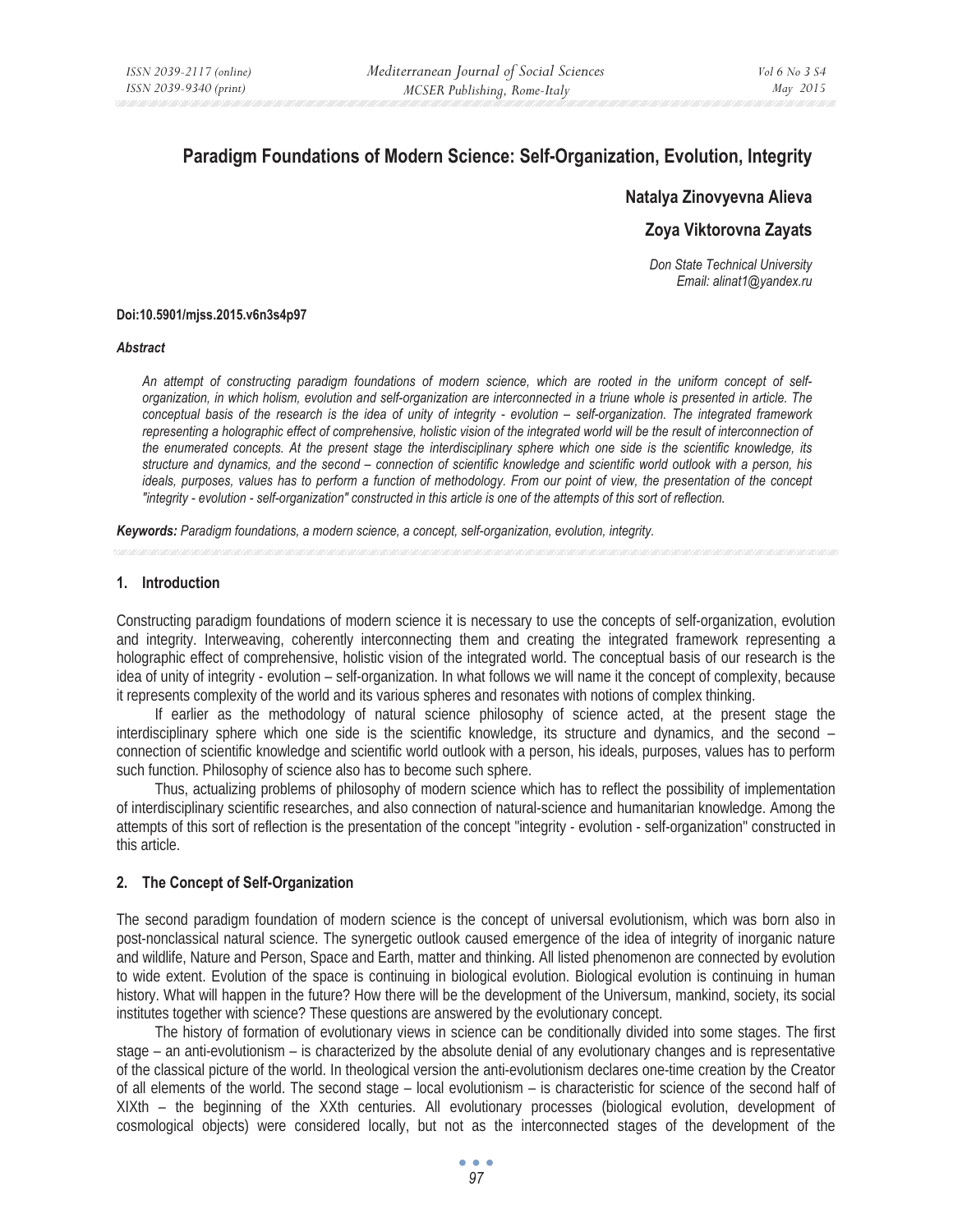# Paradigm Foundations of Modern Science: Self-Organization, Evolution, Integrity

**Natalya Zinovyevna Alieva**

**Zoya Viktorovna Zayats**

*Don State Technical University*
*Email: alinat1@yandex.ru*

**Doi:10.5901/mjss.2015.v6n3s4p97**

***Abstract***

*An attempt of constructing paradigm foundations of modern science, which are rooted in the uniform concept of self-organization, in which holism, evolution and self-organization are interconnected in a triune whole is presented in article. The conceptual basis of the research is the idea of unity of integrity - evolution – self-organization. The integrated framework representing a holographic effect of comprehensive, holistic vision of the integrated world will be the result of interconnection of the enumerated concepts. At the present stage the interdisciplinary sphere which one side is the scientific knowledge, its structure and dynamics, and the second – connection of scientific knowledge and scientific world outlook with a person, his ideals, purposes, values has to perform a function of methodology. From our point of view, the presentation of the concept "integrity - evolution - self-organization" constructed in this article is one of the attempts of this sort of reflection.*

***Keywords:*** *Paradigm foundations, a modern science, a concept, self-organization, evolution, integrity.*

## 1. Introduction

Constructing paradigm foundations of modern science it is necessary to use the concepts of self-organization, evolution and integrity. Interweaving, coherently interconnecting them and creating the integrated framework representing a holographic effect of comprehensive, holistic vision of the integrated world. The conceptual basis of our research is the idea of unity of integrity - evolution – self-organization. In what follows we will name it the concept of complexity, because it represents complexity of the world and its various spheres and resonates with notions of complex thinking.

If earlier as the methodology of natural science philosophy of science acted, at the present stage the interdisciplinary sphere which one side is the scientific knowledge, its structure and dynamics, and the second – connection of scientific knowledge and scientific world outlook with a person, his ideals, purposes, values has to perform such function. Philosophy of science also has to become such sphere.

Thus, actualizing problems of philosophy of modern science which has to reflect the possibility of implementation of interdisciplinary scientific researches, and also connection of natural-science and humanitarian knowledge. Among the attempts of this sort of reflection is the presentation of the concept "integrity - evolution - self-organization" constructed in this article.

## 2. The Concept of Self-Organization

The second paradigm foundation of modern science is the concept of universal evolutionism, which was born also in post-nonclassical natural science. The synergetic outlook caused emergence of the idea of integrity of inorganic nature and wildlife, Nature and Person, Space and Earth, matter and thinking. All listed phenomenon are connected by evolution to wide extent. Evolution of the space is continuing in biological evolution. Biological evolution is continuing in human history. What will happen in the future? How there will be the development of the Universum, mankind, society, its social institutes together with science? These questions are answered by the evolutionary concept.

The history of formation of evolutionary views in science can be conditionally divided into some stages. The first stage – an anti-evolutionism – is characterized by the absolute denial of any evolutionary changes and is representative of the classical picture of the world. In theological version the anti-evolutionism declares one-time creation by the Creator of all elements of the world. The second stage – local evolutionism – is characteristic for science of the second half of XIXth – the beginning of the XXth centuries. All evolutionary processes (biological evolution, development of cosmological objects) were considered locally, but not as the interconnected stages of the development of the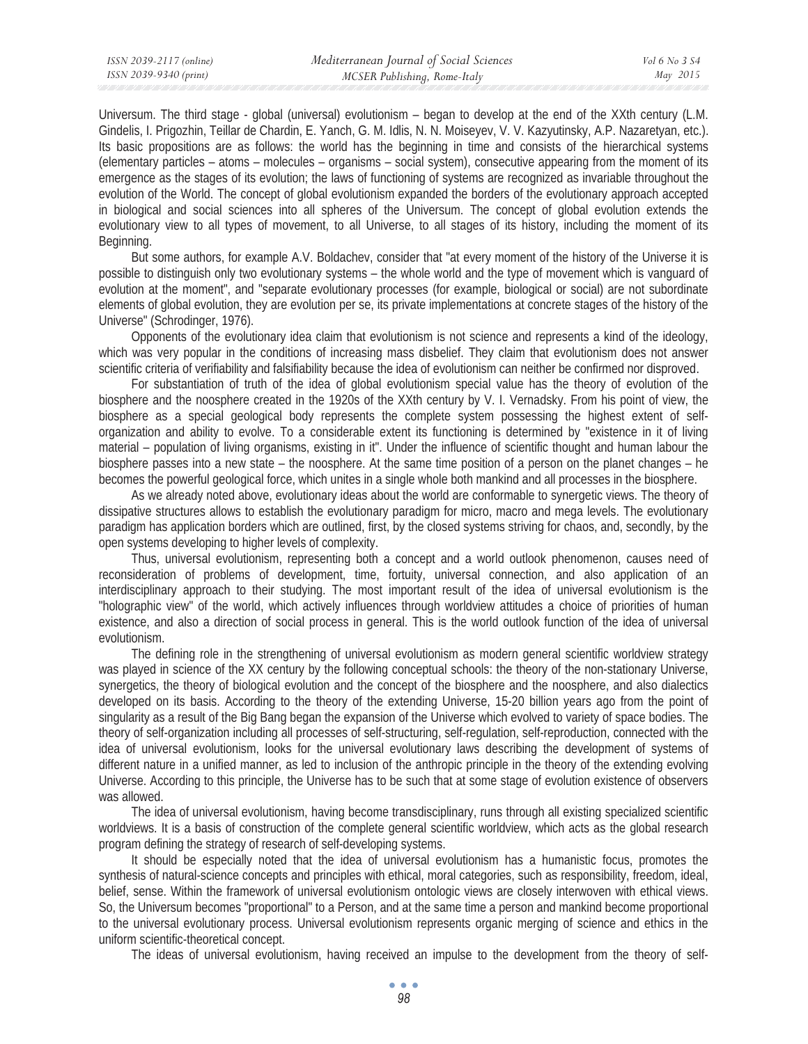Universum. The third stage - global (universal) evolutionism – began to develop at the end of the XXth century (L.M. Gindelis, I. Prigozhin, Teillar de Chardin, E. Yanch, G. M. Idlis, N. N. Moiseyev, V. V. Kazyutinsky, A.P. Nazaretyan, etc.). Its basic propositions are as follows: the world has the beginning in time and consists of the hierarchical systems (elementary particles – atoms – molecules – organisms – social system), consecutive appearing from the moment of its emergence as the stages of its evolution; the laws of functioning of systems are recognized as invariable throughout the evolution of the World. The concept of global evolutionism expanded the borders of the evolutionary approach accepted in biological and social sciences into all spheres of the Universum. The concept of global evolution extends the evolutionary view to all types of movement, to all Universe, to all stages of its history, including the moment of its Beginning.

But some authors, for example A.V. Boldachev, consider that "at every moment of the history of the Universe it is possible to distinguish only two evolutionary systems – the whole world and the type of movement which is vanguard of evolution at the moment", and "separate evolutionary processes (for example, biological or social) are not subordinate elements of global evolution, they are evolution per se, its private implementations at concrete stages of the history of the Universe" (Schrodinger, 1976).

Opponents of the evolutionary idea claim that evolutionism is not science and represents a kind of the ideology, which was very popular in the conditions of increasing mass disbelief. They claim that evolutionism does not answer scientific criteria of verifiability and falsifiability because the idea of evolutionism can neither be confirmed nor disproved.

For substantiation of truth of the idea of global evolutionism special value has the theory of evolution of the biosphere and the noosphere created in the 1920s of the XXth century by V. I. Vernadsky. From his point of view, the biosphere as a special geological body represents the complete system possessing the highest extent of self-organization and ability to evolve. To a considerable extent its functioning is determined by "existence in it of living material – population of living organisms, existing in it". Under the influence of scientific thought and human labour the biosphere passes into a new state – the noosphere. At the same time position of a person on the planet changes – he becomes the powerful geological force, which unites in a single whole both mankind and all processes in the biosphere.

As we already noted above, evolutionary ideas about the world are conformable to synergetic views. The theory of dissipative structures allows to establish the evolutionary paradigm for micro, macro and mega levels. The evolutionary paradigm has application borders which are outlined, first, by the closed systems striving for chaos, and, secondly, by the open systems developing to higher levels of complexity.

Thus, universal evolutionism, representing both a concept and a world outlook phenomenon, causes need of reconsideration of problems of development, time, fortuity, universal connection, and also application of an interdisciplinary approach to their studying. The most important result of the idea of universal evolutionism is the "holographic view" of the world, which actively influences through worldview attitudes a choice of priorities of human existence, and also a direction of social process in general. This is the world outlook function of the idea of universal evolutionism.

The defining role in the strengthening of universal evolutionism as modern general scientific worldview strategy was played in science of the XX century by the following conceptual schools: the theory of the non-stationary Universe, synergetics, the theory of biological evolution and the concept of the biosphere and the noosphere, and also dialectics developed on its basis. According to the theory of the extending Universe, 15-20 billion years ago from the point of singularity as a result of the Big Bang began the expansion of the Universe which evolved to variety of space bodies. The theory of self-organization including all processes of self-structuring, self-regulation, self-reproduction, connected with the idea of universal evolutionism, looks for the universal evolutionary laws describing the development of systems of different nature in a unified manner, as led to inclusion of the anthropic principle in the theory of the extending evolving Universe. According to this principle, the Universe has to be such that at some stage of evolution existence of observers was allowed.

The idea of universal evolutionism, having become transdisciplinary, runs through all existing specialized scientific worldviews. It is a basis of construction of the complete general scientific worldview, which acts as the global research program defining the strategy of research of self-developing systems.

It should be especially noted that the idea of universal evolutionism has a humanistic focus, promotes the synthesis of natural-science concepts and principles with ethical, moral categories, such as responsibility, freedom, ideal, belief, sense. Within the framework of universal evolutionism ontologic views are closely interwoven with ethical views. So, the Universum becomes "proportional" to a Person, and at the same time a person and mankind become proportional to the universal evolutionary process. Universal evolutionism represents organic merging of science and ethics in the uniform scientific-theoretical concept.

The ideas of universal evolutionism, having received an impulse to the development from the theory of self-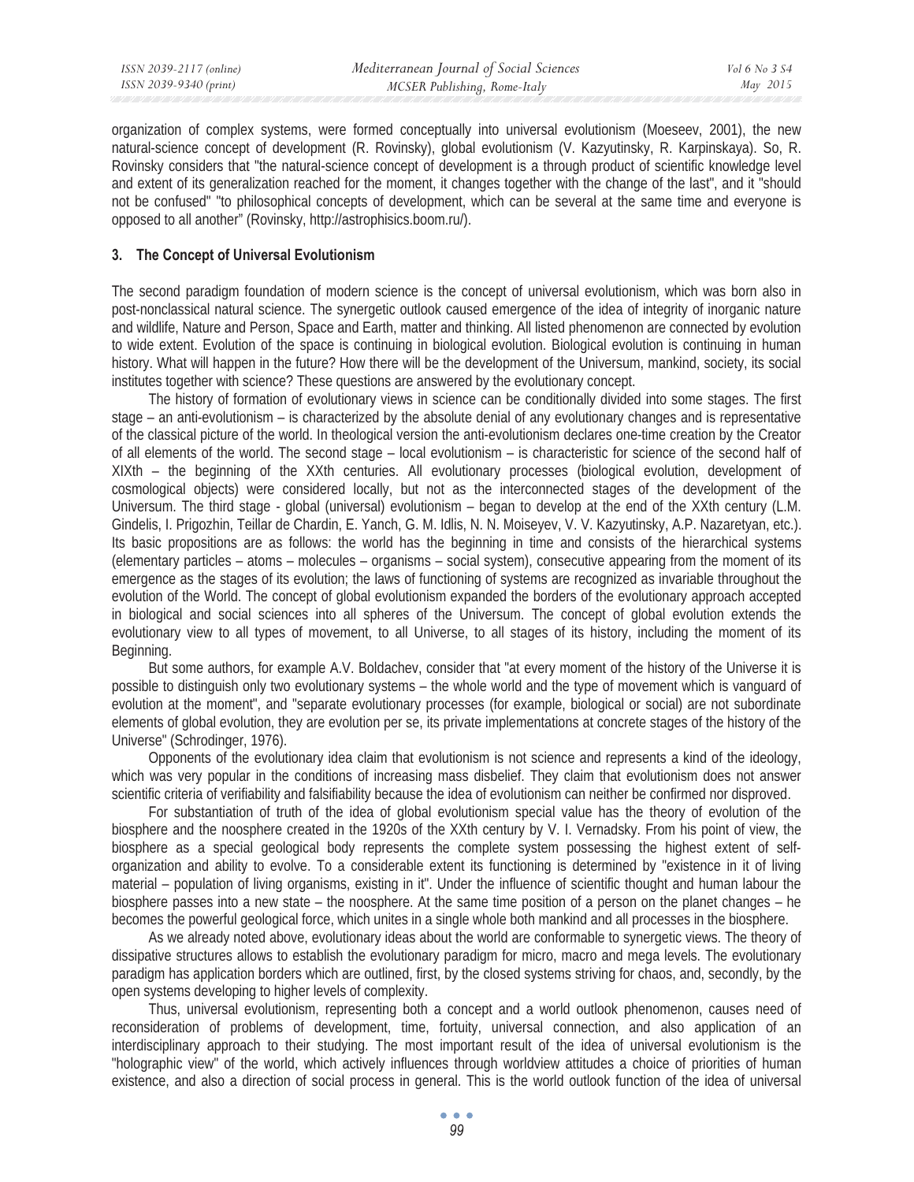organization of complex systems, were formed conceptually into universal evolutionism (Moeseev, 2001), the new natural-science concept of development (R. Rovinsky), global evolutionism (V. Kazyutinsky, R. Karpinskaya). So, R. Rovinsky considers that "the natural-science concept of development is a through product of scientific knowledge level and extent of its generalization reached for the moment, it changes together with the change of the last", and it "should not be confused" "to philosophical concepts of development, which can be several at the same time and everyone is opposed to all another" (Rovinsky, http://astrophisics.boom.ru/).

## 3. The Concept of Universal Evolutionism

The second paradigm foundation of modern science is the concept of universal evolutionism, which was born also in post-nonclassical natural science. The synergetic outlook caused emergence of the idea of integrity of inorganic nature and wildlife, Nature and Person, Space and Earth, matter and thinking. All listed phenomenon are connected by evolution to wide extent. Evolution of the space is continuing in biological evolution. Biological evolution is continuing in human history. What will happen in the future? How there will be the development of the Universum, mankind, society, its social institutes together with science? These questions are answered by the evolutionary concept.

The history of formation of evolutionary views in science can be conditionally divided into some stages. The first stage – an anti-evolutionism – is characterized by the absolute denial of any evolutionary changes and is representative of the classical picture of the world. In theological version the anti-evolutionism declares one-time creation by the Creator of all elements of the world. The second stage – local evolutionism – is characteristic for science of the second half of XIXth – the beginning of the XXth centuries. All evolutionary processes (biological evolution, development of cosmological objects) were considered locally, but not as the interconnected stages of the development of the Universum. The third stage - global (universal) evolutionism – began to develop at the end of the XXth century (L.M. Gindelis, I. Prigozhin, Teillar de Chardin, E. Yanch, G. M. Idlis, N. N. Moiseyev, V. V. Kazyutinsky, A.P. Nazaretyan, etc.). Its basic propositions are as follows: the world has the beginning in time and consists of the hierarchical systems (elementary particles – atoms – molecules – organisms – social system), consecutive appearing from the moment of its emergence as the stages of its evolution; the laws of functioning of systems are recognized as invariable throughout the evolution of the World. The concept of global evolutionism expanded the borders of the evolutionary approach accepted in biological and social sciences into all spheres of the Universum. The concept of global evolution extends the evolutionary view to all types of movement, to all Universe, to all stages of its history, including the moment of its Beginning.

But some authors, for example A.V. Boldachev, consider that "at every moment of the history of the Universe it is possible to distinguish only two evolutionary systems – the whole world and the type of movement which is vanguard of evolution at the moment", and "separate evolutionary processes (for example, biological or social) are not subordinate elements of global evolution, they are evolution per se, its private implementations at concrete stages of the history of the Universe" (Schrodinger, 1976).

Opponents of the evolutionary idea claim that evolutionism is not science and represents a kind of the ideology, which was very popular in the conditions of increasing mass disbelief. They claim that evolutionism does not answer scientific criteria of verifiability and falsifiability because the idea of evolutionism can neither be confirmed nor disproved.

For substantiation of truth of the idea of global evolutionism special value has the theory of evolution of the biosphere and the noosphere created in the 1920s of the XXth century by V. I. Vernadsky. From his point of view, the biosphere as a special geological body represents the complete system possessing the highest extent of self-organization and ability to evolve. To a considerable extent its functioning is determined by "existence in it of living material – population of living organisms, existing in it". Under the influence of scientific thought and human labour the biosphere passes into a new state – the noosphere. At the same time position of a person on the planet changes – he becomes the powerful geological force, which unites in a single whole both mankind and all processes in the biosphere.

As we already noted above, evolutionary ideas about the world are conformable to synergetic views. The theory of dissipative structures allows to establish the evolutionary paradigm for micro, macro and mega levels. The evolutionary paradigm has application borders which are outlined, first, by the closed systems striving for chaos, and, secondly, by the open systems developing to higher levels of complexity.

Thus, universal evolutionism, representing both a concept and a world outlook phenomenon, causes need of reconsideration of problems of development, time, fortuity, universal connection, and also application of an interdisciplinary approach to their studying. The most important result of the idea of universal evolutionism is the "holographic view" of the world, which actively influences through worldview attitudes a choice of priorities of human existence, and also a direction of social process in general. This is the world outlook function of the idea of universal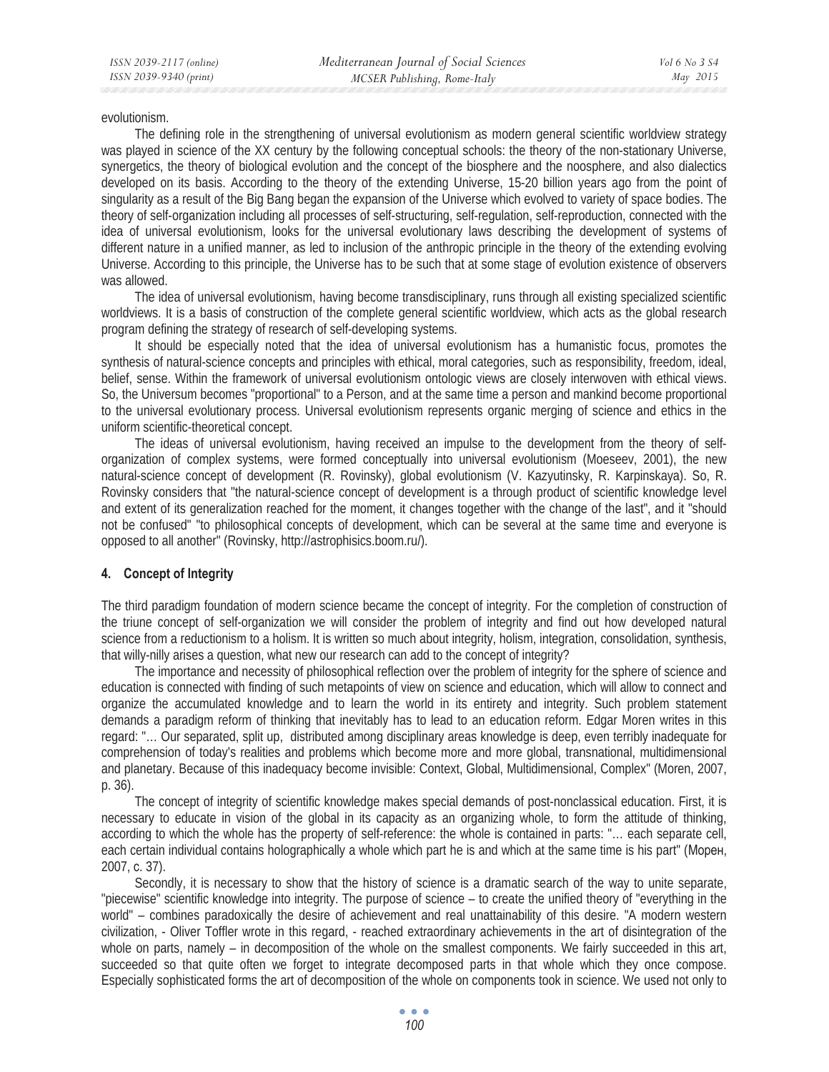evolutionism.

The defining role in the strengthening of universal evolutionism as modern general scientific worldview strategy was played in science of the XX century by the following conceptual schools: the theory of the non-stationary Universe, synergetics, the theory of biological evolution and the concept of the biosphere and the noosphere, and also dialectics developed on its basis. According to the theory of the extending Universe, 15-20 billion years ago from the point of singularity as a result of the Big Bang began the expansion of the Universe which evolved to variety of space bodies. The theory of self-organization including all processes of self-structuring, self-regulation, self-reproduction, connected with the idea of universal evolutionism, looks for the universal evolutionary laws describing the development of systems of different nature in a unified manner, as led to inclusion of the anthropic principle in the theory of the extending evolving Universe. According to this principle, the Universe has to be such that at some stage of evolution existence of observers was allowed.

The idea of universal evolutionism, having become transdisciplinary, runs through all existing specialized scientific worldviews. It is a basis of construction of the complete general scientific worldview, which acts as the global research program defining the strategy of research of self-developing systems.

It should be especially noted that the idea of universal evolutionism has a humanistic focus, promotes the synthesis of natural-science concepts and principles with ethical, moral categories, such as responsibility, freedom, ideal, belief, sense. Within the framework of universal evolutionism ontologic views are closely interwoven with ethical views. So, the Universum becomes "proportional" to a Person, and at the same time a person and mankind become proportional to the universal evolutionary process. Universal evolutionism represents organic merging of science and ethics in the uniform scientific-theoretical concept.

The ideas of universal evolutionism, having received an impulse to the development from the theory of self-organization of complex systems, were formed conceptually into universal evolutionism (Moeseev, 2001), the new natural-science concept of development (R. Rovinsky), global evolutionism (V. Kazyutinsky, R. Karpinskaya). So, R. Rovinsky considers that "the natural-science concept of development is a through product of scientific knowledge level and extent of its generalization reached for the moment, it changes together with the change of the last", and it "should not be confused" "to philosophical concepts of development, which can be several at the same time and everyone is opposed to all another" (Rovinsky, http://astrophisics.boom.ru/).

## 4. Concept of Integrity

The third paradigm foundation of modern science became the concept of integrity. For the completion of construction of the triune concept of self-organization we will consider the problem of integrity and find out how developed natural science from a reductionism to a holism. It is written so much about integrity, holism, integration, consolidation, synthesis, that willy-nilly arises a question, what new our research can add to the concept of integrity?

The importance and necessity of philosophical reflection over the problem of integrity for the sphere of science and education is connected with finding of such metapoints of view on science and education, which will allow to connect and organize the accumulated knowledge and to learn the world in its entirety and integrity. Such problem statement demands a paradigm reform of thinking that inevitably has to lead to an education reform. Edgar Moren writes in this regard: "… Our separated, split up, distributed among disciplinary areas knowledge is deep, even terribly inadequate for comprehension of today's realities and problems which become more and more global, transnational, multidimensional and planetary. Because of this inadequacy become invisible: Context, Global, Multidimensional, Complex" (Moren, 2007, p. 36).

The concept of integrity of scientific knowledge makes special demands of post-nonclassical education. First, it is necessary to educate in vision of the global in its capacity as an organizing whole, to form the attitude of thinking, according to which the whole has the property of self-reference: the whole is contained in parts: "… each separate cell, each certain individual contains holographically a whole which part he is and which at the same time is his part" (Морен, 2007, с. 37).

Secondly, it is necessary to show that the history of science is a dramatic search of the way to unite separate, "piecewise" scientific knowledge into integrity. The purpose of science – to create the unified theory of "everything in the world" – combines paradoxically the desire of achievement and real unattainability of this desire. "A modern western civilization, - Oliver Toffler wrote in this regard, - reached extraordinary achievements in the art of disintegration of the whole on parts, namely – in decomposition of the whole on the smallest components. We fairly succeeded in this art, succeeded so that quite often we forget to integrate decomposed parts in that whole which they once compose. Especially sophisticated forms the art of decomposition of the whole on components took in science. We used not only to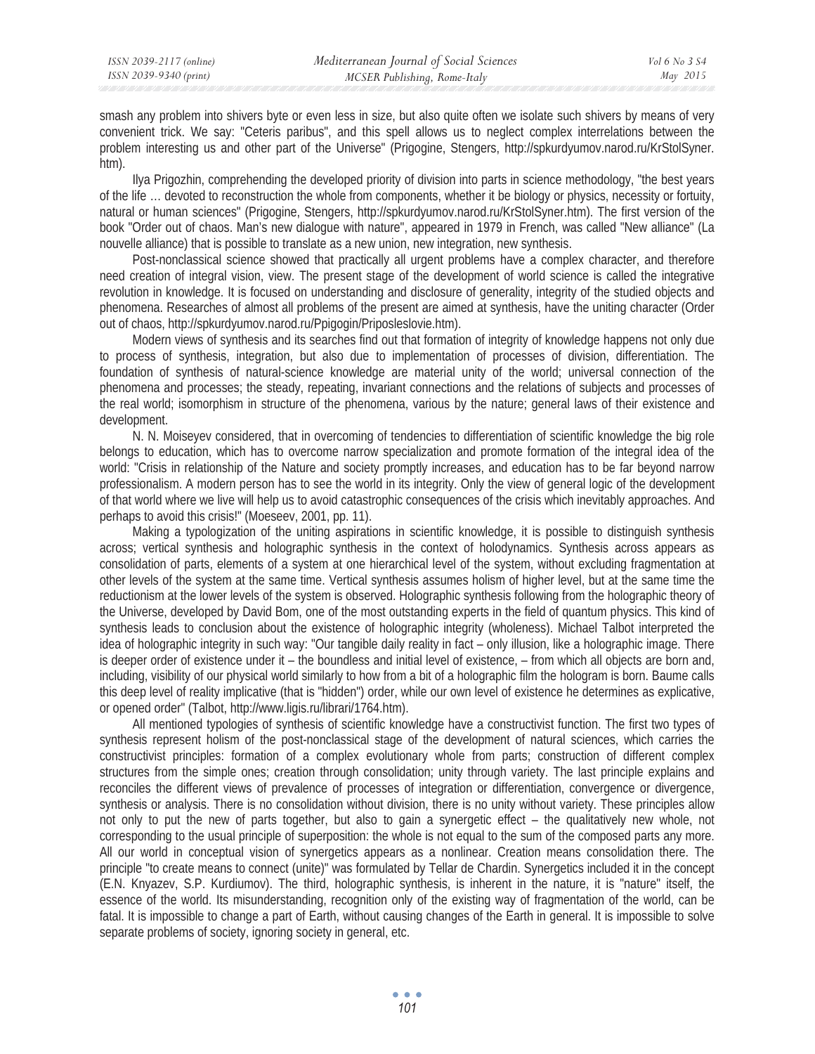smash any problem into shivers byte or even less in size, but also quite often we isolate such shivers by means of very convenient trick. We say: "Ceteris paribus", and this spell allows us to neglect complex interrelations between the problem interesting us and other part of the Universe" (Prigogine, Stengers, http://spkurdyumov.narod.ru/KrStolSyner.htm).

Ilya Prigozhin, comprehending the developed priority of division into parts in science methodology, "the best years of the life … devoted to reconstruction the whole from components, whether it be biology or physics, necessity or fortuity, natural or human sciences" (Prigogine, Stengers, http://spkurdyumov.narod.ru/KrStolSyner.htm). The first version of the book "Order out of chaos. Man's new dialogue with nature", appeared in 1979 in French, was called "New alliance" (La nouvelle alliance) that is possible to translate as a new union, new integration, new synthesis.

Post-nonclassical science showed that practically all urgent problems have a complex character, and therefore need creation of integral vision, view. The present stage of the development of world science is called the integrative revolution in knowledge. It is focused on understanding and disclosure of generality, integrity of the studied objects and phenomena. Researches of almost all problems of the present are aimed at synthesis, have the uniting character (Order out of chaos, http://spkurdyumov.narod.ru/Ppigogin/Priposleslovie.htm).

Modern views of synthesis and its searches find out that formation of integrity of knowledge happens not only due to process of synthesis, integration, but also due to implementation of processes of division, differentiation. The foundation of synthesis of natural-science knowledge are material unity of the world; universal connection of the phenomena and processes; the steady, repeating, invariant connections and the relations of subjects and processes of the real world; isomorphism in structure of the phenomena, various by the nature; general laws of their existence and development.

N. N. Moiseyev considered, that in overcoming of tendencies to differentiation of scientific knowledge the big role belongs to education, which has to overcome narrow specialization and promote formation of the integral idea of the world: "Crisis in relationship of the Nature and society promptly increases, and education has to be far beyond narrow professionalism. A modern person has to see the world in its integrity. Only the view of general logic of the development of that world where we live will help us to avoid catastrophic consequences of the crisis which inevitably approaches. And perhaps to avoid this crisis!" (Moeseev, 2001, pp. 11).

Making a typologization of the uniting aspirations in scientific knowledge, it is possible to distinguish synthesis across; vertical synthesis and holographic synthesis in the context of holodynamics. Synthesis across appears as consolidation of parts, elements of a system at one hierarchical level of the system, without excluding fragmentation at other levels of the system at the same time. Vertical synthesis assumes holism of higher level, but at the same time the reductionism at the lower levels of the system is observed. Holographic synthesis following from the holographic theory of the Universe, developed by David Bom, one of the most outstanding experts in the field of quantum physics. This kind of synthesis leads to conclusion about the existence of holographic integrity (wholeness). Michael Talbot interpreted the idea of holographic integrity in such way: "Our tangible daily reality in fact – only illusion, like a holographic image. There is deeper order of existence under it – the boundless and initial level of existence, – from which all objects are born and, including, visibility of our physical world similarly to how from a bit of a holographic film the hologram is born. Baume calls this deep level of reality implicative (that is "hidden") order, while our own level of existence he determines as explicative, or opened order" (Talbot, http://www.ligis.ru/librari/1764.htm).

All mentioned typologies of synthesis of scientific knowledge have a constructivist function. The first two types of synthesis represent holism of the post-nonclassical stage of the development of natural sciences, which carries the constructivist principles: formation of a complex evolutionary whole from parts; construction of different complex structures from the simple ones; creation through consolidation; unity through variety. The last principle explains and reconciles the different views of prevalence of processes of integration or differentiation, convergence or divergence, synthesis or analysis. There is no consolidation without division, there is no unity without variety. These principles allow not only to put the new of parts together, but also to gain a synergetic effect – the qualitatively new whole, not corresponding to the usual principle of superposition: the whole is not equal to the sum of the composed parts any more. All our world in conceptual vision of synergetics appears as a nonlinear. Creation means consolidation there. The principle "to create means to connect (unite)" was formulated by Tellar de Chardin. Synergetics included it in the concept (E.N. Knyazev, S.P. Kurdiumov). The third, holographic synthesis, is inherent in the nature, it is "nature" itself, the essence of the world. Its misunderstanding, recognition only of the existing way of fragmentation of the world, can be fatal. It is impossible to change a part of Earth, without causing changes of the Earth in general. It is impossible to solve separate problems of society, ignoring society in general, etc.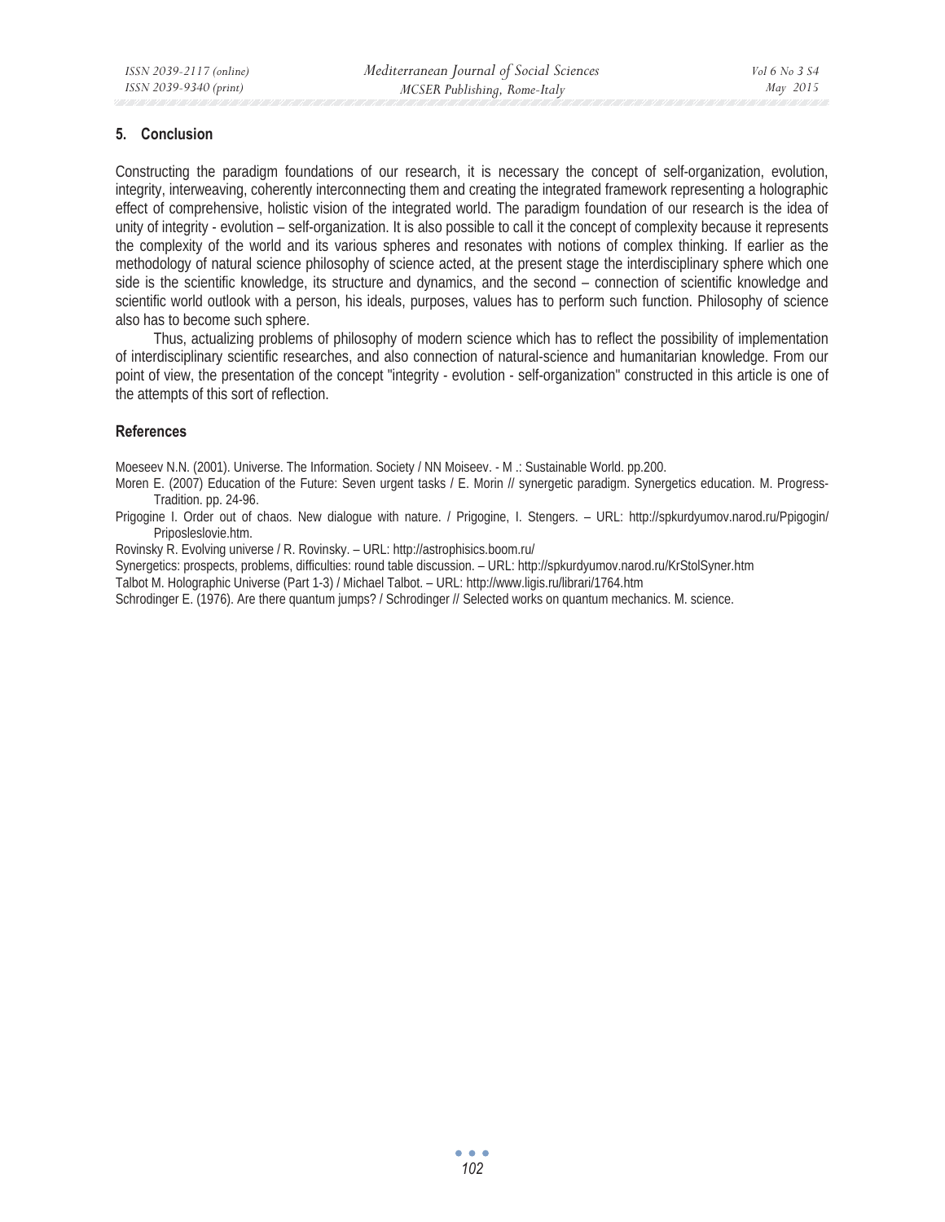## 5. Conclusion

Constructing the paradigm foundations of our research, it is necessary the concept of self-organization, evolution, integrity, interweaving, coherently interconnecting them and creating the integrated framework representing a holographic effect of comprehensive, holistic vision of the integrated world. The paradigm foundation of our research is the idea of unity of integrity - evolution – self-organization. It is also possible to call it the concept of complexity because it represents the complexity of the world and its various spheres and resonates with notions of complex thinking. If earlier as the methodology of natural science philosophy of science acted, at the present stage the interdisciplinary sphere which one side is the scientific knowledge, its structure and dynamics, and the second – connection of scientific knowledge and scientific world outlook with a person, his ideals, purposes, values has to perform such function. Philosophy of science also has to become such sphere.

Thus, actualizing problems of philosophy of modern science which has to reflect the possibility of implementation of interdisciplinary scientific researches, and also connection of natural-science and humanitarian knowledge. From our point of view, the presentation of the concept "integrity - evolution - self-organization" constructed in this article is one of the attempts of this sort of reflection.

## References

Moeseev N.N. (2001). Universe. The Information. Society / NN Moiseev. - M .: Sustainable World. pp.200.

Moren E. (2007) Education of the Future: Seven urgent tasks / E. Morin // synergetic paradigm. Synergetics education. M. Progress-Tradition. pp. 24-96.

Prigogine I. Order out of chaos. New dialogue with nature. / Prigogine, I. Stengers. – URL: http://spkurdyumov.narod.ru/Ppigogin/Priposleslovie.htm.

Rovinsky R. Evolving universe / R. Rovinsky. – URL: http://astrophisics.boom.ru/

Synergetics: prospects, problems, difficulties: round table discussion. – URL: http://spkurdyumov.narod.ru/KrStolSyner.htm

Talbot M. Holographic Universe (Part 1-3) / Michael Talbot. – URL: http://www.ligis.ru/librari/1764.htm

Schrodinger E. (1976). Are there quantum jumps? / Schrodinger // Selected works on quantum mechanics. M. science.